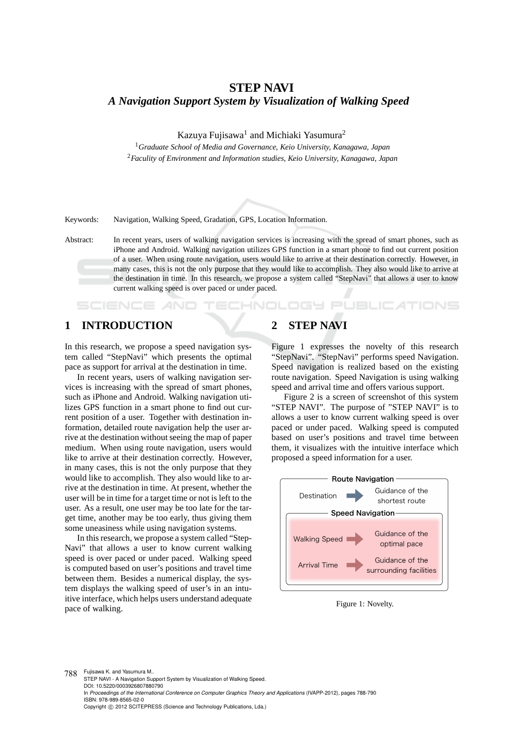# STEP NAVI
## *A Navigation Support System by Visualization of Walking Speed*

Kazuya Fujisawa[1] and Michiaki Yasumura[2]

[1]*Graduate School of Media and Governance, Keio University, Kanagawa, Japan*
[2]*Faculty of Environment and Information studies, Keio University, Kanagawa, Japan*

Keywords: Navigation, Walking Speed, Gradation, GPS, Location Information.

Abstract: In recent years, users of walking navigation services is increasing with the spread of smart phones, such as iPhone and Android. Walking navigation utilizes GPS function in a smart phone to find out current position of a user. When using route navigation, users would like to arrive at their destination correctly. However, in many cases, this is not the only purpose that they would like to accomplish. They also would like to arrive at the destination in time. In this research, we propose a system called "StepNavi" that allows a user to know current walking speed is over paced or under paced.

## 1 INTRODUCTION

In this research, we propose a speed navigation system called "StepNavi" which presents the optimal pace as support for arrival at the destination in time.

In recent years, users of walking navigation services is increasing with the spread of smart phones, such as iPhone and Android. Walking navigation utilizes GPS function in a smart phone to find out current position of a user. Together with destination information, detailed route navigation help the user arrive at the destination without seeing the map of paper medium. When using route navigation, users would like to arrive at their destination correctly. However, in many cases, this is not the only purpose that they would like to accomplish. They also would like to arrive at the destination in time. At present, whether the user will be in time for a target time or not is left to the user. As a result, one user may be too late for the target time, another may be too early, thus giving them some uneasiness while using navigation systems.

In this research, we propose a system called "StepNavi" that allows a user to know current walking speed is over paced or under paced. Walking speed is computed based on user's positions and travel time between them. Besides a numerical display, the system displays the walking speed of user's in an intuitive interface, which helps users understand adequate pace of walking.

## 2 STEP NAVI

Figure 1 expresses the novelty of this research "StepNavi". "StepNavi" performs speed Navigation. Speed navigation is realized based on the existing route navigation. Speed Navigation is using walking speed and arrival time and offers various support.

Figure 2 is a screen of screenshot of this system "STEP NAVI". The purpose of "STEP NAVI" is to allows a user to know current walking speed is over paced or under paced. Walking speed is computed based on user's positions and travel time between them, it visualizes with the intuitive interface which proposed a speed information for a user.

Route Navigation
Destination → Guidance of the shortest route
Speed Navigation
Walking Speed → Guidance of the optimal pace
Arrival Time → Guidance of the surrounding facilities

Figure 1: Novelty.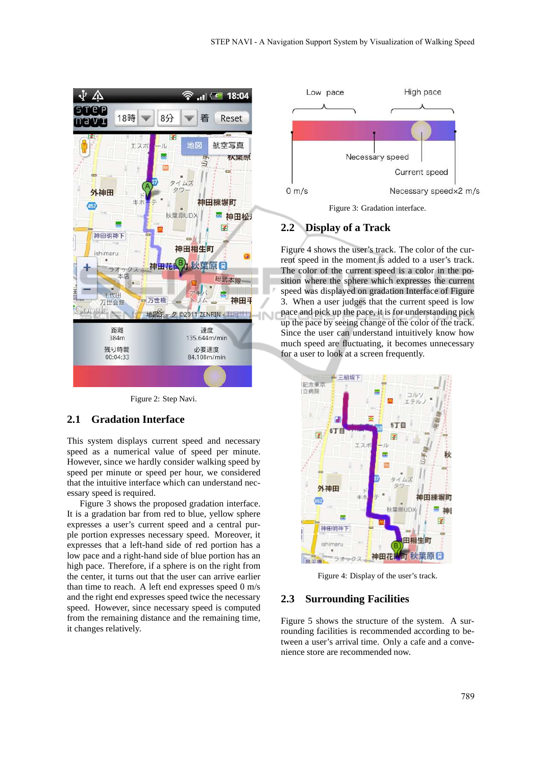Figure 2: Step Navi.

## 2.1 Gradation Interface

This system displays current speed and necessary speed as a numerical value of speed per minute. However, since we hardly consider walking speed by speed per minute or speed per hour, we considered that the intuitive interface which can understand necessary speed is required.

Figure 3 shows the proposed gradation interface. It is a gradation bar from red to blue, yellow sphere expresses a user's current speed and a central purple portion expresses necessary speed. Moreover, it expresses that a left-hand side of red portion has a low pace and a right-hand side of blue portion has an high pace. Therefore, if a sphere is on the right from the center, it turns out that the user can arrive earlier than time to reach. A left end expresses speed 0 m/s and the right end expresses speed twice the necessary speed. However, since necessary speed is computed from the remaining distance and the remaining time, it changes relatively.

Figure 3: Gradation interface.

## 2.2 Display of a Track

Figure 4 shows the user's track. The color of the current speed in the moment is added to a user's track. The color of the current speed is a color in the position where the sphere which expresses the current speed was displayed on gradation Interface of Figure 3. When a user judges that the current speed is low pace and pick up the pace, it is for understanding pick up the pace by seeing change of the color of the track. Since the user can understand intuitively know how much speed are fluctuating, it becomes unnecessary for a user to look at a screen frequently.

Figure 4: Display of the user's track.

## 2.3 Surrounding Facilities

Figure 5 shows the structure of the system. A surrounding facilities is recommended according to between a user's arrival time. Only a cafe and a convenience store are recommended now.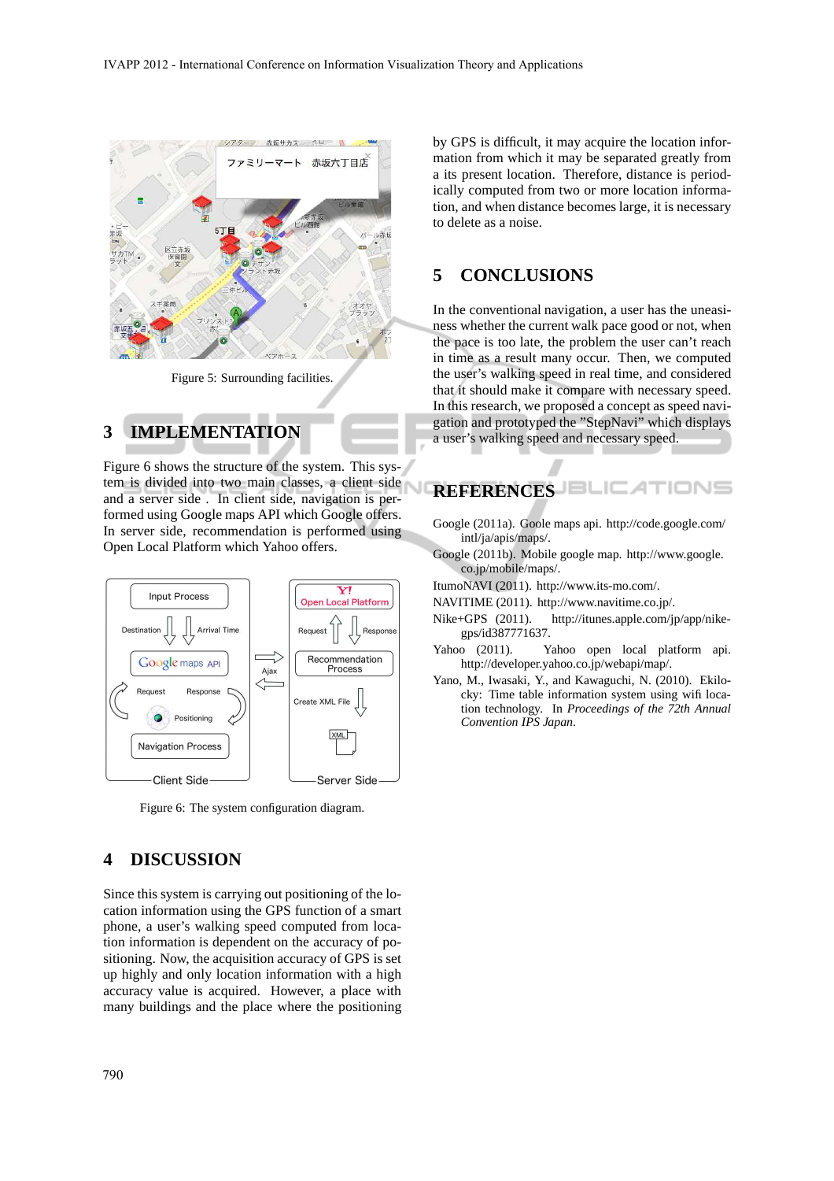Figure 5: Surrounding facilities.

## 3 IMPLEMENTATION

Figure 6 shows the structure of the system. This system is divided into two main classes, a client side and a server side . In client side, navigation is performed using Google maps API which Google offers. In server side, recommendation is performed using Open Local Platform which Yahoo offers.

Figure 6: The system configuration diagram.

## 4 DISCUSSION

Since this system is carrying out positioning of the location information using the GPS function of a smart phone, a user's walking speed computed from location information is dependent on the accuracy of positioning. Now, the acquisition accuracy of GPS is set up highly and only location information with a high accuracy value is acquired. However, a place with many buildings and the place where the positioning by GPS is difficult, it may acquire the location information from which it may be separated greatly from a its present location. Therefore, distance is periodically computed from two or more location information, and when distance becomes large, it is necessary to delete as a noise.

## 5 CONCLUSIONS

In the conventional navigation, a user has the uneasiness whether the current walk pace good or not, when the pace is too late, the problem the user can't reach in time as a result many occur. Then, we computed the user's walking speed in real time, and considered that it should make it compare with necessary speed. In this research, we proposed a concept as speed navigation and prototyped the "StepNavi" which displays a user's walking speed and necessary speed.

## REFERENCES

Google (2011a). Goole maps api. http://code.google.com/intl/ja/apis/maps/.

Google (2011b). Mobile google map. http://www.google.co.jp/mobile/maps/.

ItumoNAVI (2011). http://www.its-mo.com/.

NAVITIME (2011). http://www.navitime.co.jp/.

Nike+GPS (2011). http://itunes.apple.com/jp/app/nike-gps/id387771637.

Yahoo (2011). Yahoo open local platform api. http://developer.yahoo.co.jp/webapi/map/.

Yano, M., Iwasaki, Y., and Kawaguchi, N. (2010). Ekilocky: Time table information system using wifi location technology. In *Proceedings of the 72th Annual Convention IPS Japan*.